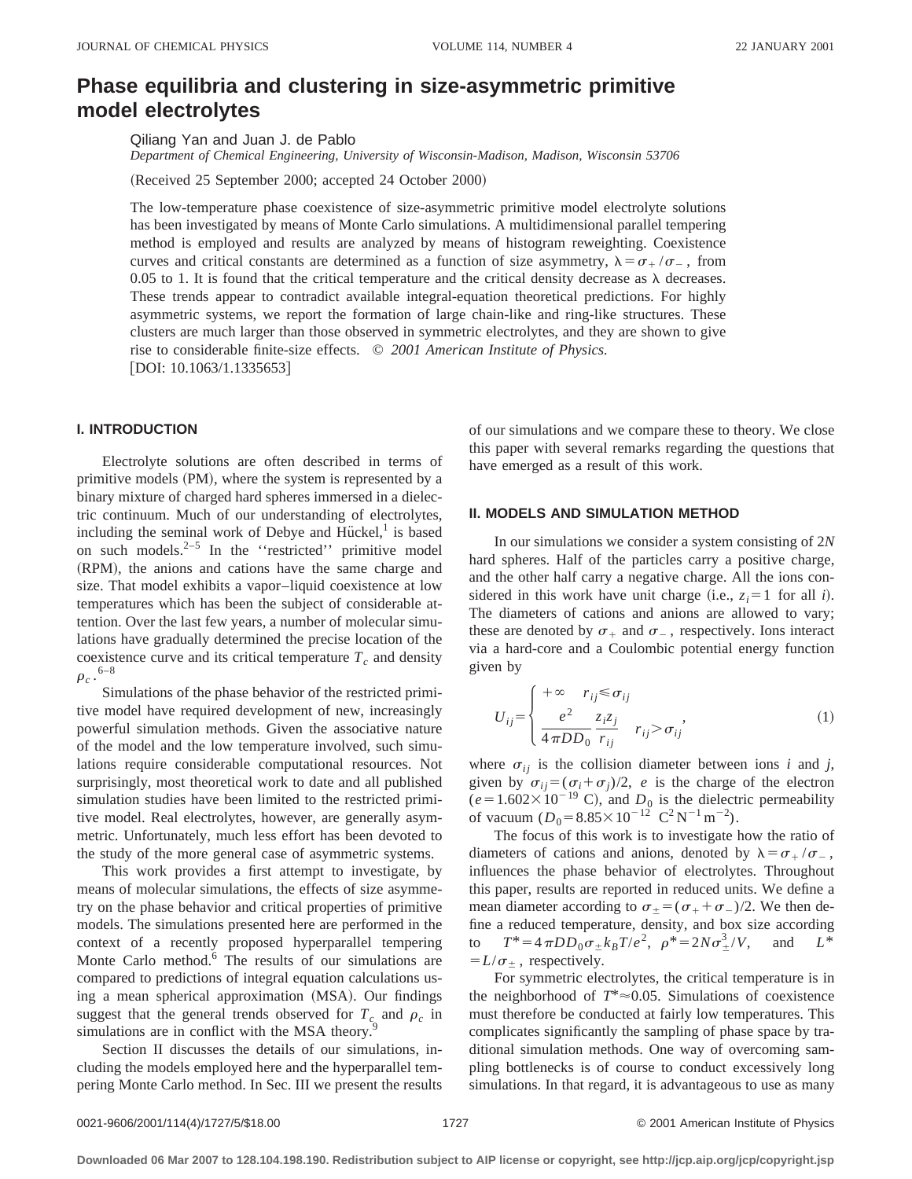# Phase equilibria and clustering in size-asymmetric primitive model electrolytes

Qiliang Yan and Juan J. de Pablo

*Department of Chemical Engineering, University of Wisconsin-Madison, Madison, Wisconsin 53706*

(Received 25 September 2000; accepted 24 October 2000)

The low-temperature phase coexistence of size-asymmetric primitive model electrolyte solutions has been investigated by means of Monte Carlo simulations. A multidimensional parallel tempering method is employed and results are analyzed by means of histogram reweighting. Coexistence curves and critical constants are determined as a function of size asymmetry, $\lambda = \sigma_+/\sigma_-$, from 0.05 to 1. It is found that the critical temperature and the critical density decrease as $\lambda$ decreases. These trends appear to contradict available integral-equation theoretical predictions. For highly asymmetric systems, we report the formation of large chain-like and ring-like structures. These clusters are much larger than those observed in symmetric electrolytes, and they are shown to give rise to considerable finite-size effects. © *2001 American Institute of Physics.* [DOI: 10.1063/1.1335653]

## I. INTRODUCTION

Electrolyte solutions are often described in terms of primitive models (PM), where the system is represented by a binary mixture of charged hard spheres immersed in a dielectric continuum. Much of our understanding of electrolytes, including the seminal work of Debye and Hückel,[1] is based on such models.[2–5] In the "restricted" primitive model (RPM), the anions and cations have the same charge and size. That model exhibits a vapor–liquid coexistence at low temperatures which has been the subject of considerable attention. Over the last few years, a number of molecular simulations have gradually determined the precise location of the coexistence curve and its critical temperature $T_c$ and density $\rho_c$.[6–8]

Simulations of the phase behavior of the restricted primitive model have required development of new, increasingly powerful simulation methods. Given the associative nature of the model and the low temperature involved, such simulations require considerable computational resources. Not surprisingly, most theoretical work to date and all published simulation studies have been limited to the restricted primitive model. Real electrolytes, however, are generally asymmetric. Unfortunately, much less effort has been devoted to the study of the more general case of asymmetric systems.

This work provides a first attempt to investigate, by means of molecular simulations, the effects of size asymmetry on the phase behavior and critical properties of primitive models. The simulations presented here are performed in the context of a recently proposed hyperparallel tempering Monte Carlo method.[6] The results of our simulations are compared to predictions of integral equation calculations using a mean spherical approximation (MSA). Our findings suggest that the general trends observed for $T_c$ and $\rho_c$ in simulations are in conflict with the MSA theory.[9]

Section II discusses the details of our simulations, including the models employed here and the hyperparallel tempering Monte Carlo method. In Sec. III we present the results of our simulations and we compare these to theory. We close this paper with several remarks regarding the questions that have emerged as a result of this work.

## II. MODELS AND SIMULATION METHOD

In our simulations we consider a system consisting of $2N$ hard spheres. Half of the particles carry a positive charge, and the other half carry a negative charge. All the ions considered in this work have unit charge (i.e., $z_i = 1$ for all $i$). The diameters of cations and anions are allowed to vary; these are denoted by $\sigma_+$ and $\sigma_-$, respectively. Ions interact via a hard-core and a Coulombic potential energy function given by

$$U_{ij} = \begin{cases} +\infty & r_{ij} \leq \sigma_{ij} \\ \dfrac{e^2}{4\pi D D_0} \dfrac{z_i z_j}{r_{ij}} & r_{ij} > \sigma_{ij} \end{cases}, \tag{1}$$

where $\sigma_{ij}$ is the collision diameter between ions $i$ and $j$, given by $\sigma_{ij} = (\sigma_i + \sigma_j)/2$, $e$ is the charge of the electron ($e = 1.602 \times 10^{-19}$ C), and $D_0$ is the dielectric permeability of vacuum ($D_0 = 8.85 \times 10^{-12}$ $\mathrm{C^2\,N^{-1}\,m^{-2}}$).

The focus of this work is to investigate how the ratio of diameters of cations and anions, denoted by $\lambda = \sigma_+/\sigma_-$, influences the phase behavior of electrolytes. Throughout this paper, results are reported in reduced units. We define a mean diameter according to $\sigma_\pm = (\sigma_+ + \sigma_-)/2$. We then define a reduced temperature, density, and box size according to $T^* = 4\pi D D_0 \sigma_\pm k_B T/e^2$, $\rho^* = 2N\sigma_\pm^3/V$, and $L^* = L/\sigma_\pm$, respectively.

For symmetric electrolytes, the critical temperature is in the neighborhood of $T^* \approx 0.05$. Simulations of coexistence must therefore be conducted at fairly low temperatures. This complicates significantly the sampling of phase space by traditional simulation methods. One way of overcoming sampling bottlenecks is of course to conduct excessively long simulations. In that regard, it is advantageous to use as many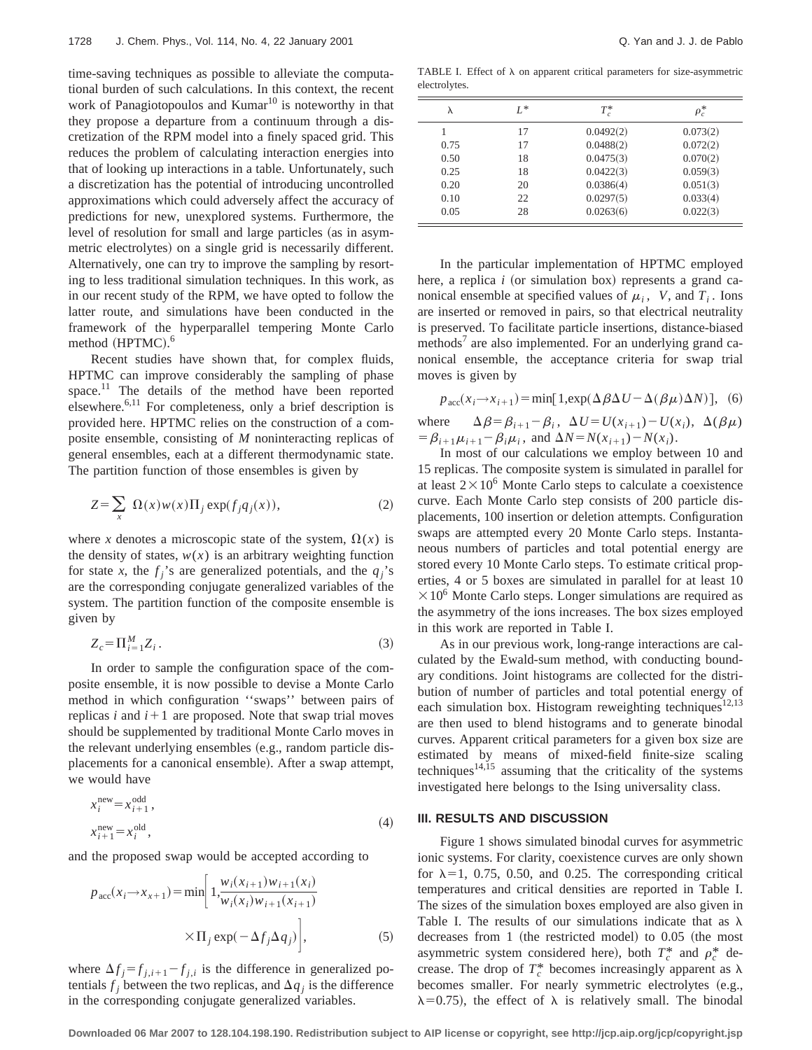time-saving techniques as possible to alleviate the computational burden of such calculations. In this context, the recent work of Panagiotopoulos and Kumar[10] is noteworthy in that they propose a departure from a continuum through a discretization of the RPM model into a finely spaced grid. This reduces the problem of calculating interaction energies into that of looking up interactions in a table. Unfortunately, such a discretization has the potential of introducing uncontrolled approximations which could adversely affect the accuracy of predictions for new, unexplored systems. Furthermore, the level of resolution for small and large particles (as in asymmetric electrolytes) on a single grid is necessarily different. Alternatively, one can try to improve the sampling by resorting to less traditional simulation techniques. In this work, as in our recent study of the RPM, we have opted to follow the latter route, and simulations have been conducted in the framework of the hyperparallel tempering Monte Carlo method (HPTMC).[6]

Recent studies have shown that, for complex fluids, HPTMC can improve considerably the sampling of phase space.[11] The details of the method have been reported elsewhere.[6,11] For completeness, only a brief description is provided here. HPTMC relies on the construction of a composite ensemble, consisting of $M$ noninteracting replicas of general ensembles, each at a different thermodynamic state. The partition function of those ensembles is given by

$$Z=\sum_{x}\Omega(x)w(x)\Pi_{j}\exp(f_{j}q_{j}(x)), \tag{2}$$

where $x$ denotes a microscopic state of the system, $\Omega(x)$ is the density of states, $w(x)$ is an arbitrary weighting function for state $x$, the $f_j$'s are the generalized potentials, and the $q_j$'s are the corresponding conjugate generalized variables of the system. The partition function of the composite ensemble is given by

$$Z_c=\Pi_{i=1}^{M}Z_i. \tag{3}$$

In order to sample the configuration space of the composite ensemble, it is now possible to devise a Monte Carlo method in which configuration ''swaps'' between pairs of replicas $i$ and $i+1$ are proposed. Note that swap trial moves should be supplemented by traditional Monte Carlo moves in the relevant underlying ensembles (e.g., random particle displacements for a canonical ensemble). After a swap attempt, we would have

$$x_i^{\text{new}}=x_{i+1}^{\text{odd}},$$
$$x_{i+1}^{\text{new}}=x_i^{\text{old}}, \tag{4}$$

and the proposed swap would be accepted according to

$$p_{\text{acc}}(x_i\rightarrow x_{x+1})=\min\left[1,\frac{w_i(x_{i+1})w_{i+1}(x_i)}{w_i(x_i)w_{i+1}(x_{i+1})}\times\Pi_j\exp(-\Delta f_j\Delta q_j)\right], \tag{5}$$

where $\Delta f_j=f_{j,i+1}-f_{j,i}$ is the difference in generalized potentials $f_j$ between the two replicas, and $\Delta q_j$ is the difference in the corresponding conjugate generalized variables.

TABLE I. Effect of λ on apparent critical parameters for size-asymmetric electrolytes.

| λ | $L^*$ | $T_c^*$ | $\rho_c^*$ |
|---|---|---|---|
| 1 | 17 | 0.0492(2) | 0.073(2) |
| 0.75 | 17 | 0.0488(2) | 0.072(2) |
| 0.50 | 18 | 0.0475(3) | 0.070(2) |
| 0.25 | 18 | 0.0422(3) | 0.059(3) |
| 0.20 | 20 | 0.0386(4) | 0.051(3) |
| 0.10 | 22 | 0.0297(5) | 0.033(4) |
| 0.05 | 28 | 0.0263(6) | 0.022(3) |

In the particular implementation of HPTMC employed here, a replica $i$ (or simulation box) represents a grand canonical ensemble at specified values of $\mu_i$, $V$, and $T_i$. Ions are inserted or removed in pairs, so that electrical neutrality is preserved. To facilitate particle insertions, distance-biased methods[7] are also implemented. For an underlying grand canonical ensemble, the acceptance criteria for swap trial moves is given by

$$p_{\text{acc}}(x_i\rightarrow x_{i+1})=\min[1,\exp(\Delta\beta\Delta U-\Delta(\beta\mu)\Delta N)], \tag{6}$$

where $\Delta\beta=\beta_{i+1}-\beta_i$, $\Delta U=U(x_{i+1})-U(x_i)$, $\Delta(\beta\mu)=\beta_{i+1}\mu_{i+1}-\beta_i\mu_i$, and $\Delta N=N(x_{i+1})-N(x_i)$.

In most of our calculations we employ between 10 and 15 replicas. The composite system is simulated in parallel for at least $2\times10^6$ Monte Carlo steps to calculate a coexistence curve. Each Monte Carlo step consists of 200 particle displacements, 100 insertion or deletion attempts. Configuration swaps are attempted every 20 Monte Carlo steps. Instantaneous numbers of particles and total potential energy are stored every 10 Monte Carlo steps. To estimate critical properties, 4 or 5 boxes are simulated in parallel for at least $10\times10^6$ Monte Carlo steps. Longer simulations are required as the asymmetry of the ions increases. The box sizes employed in this work are reported in Table I.

As in our previous work, long-range interactions are calculated by the Ewald-sum method, with conducting boundary conditions. Joint histograms are collected for the distribution of number of particles and total potential energy of each simulation box. Histogram reweighting techniques[12,13] are then used to blend histograms and to generate binodal curves. Apparent critical parameters for a given box size are estimated by means of mixed-field finite-size scaling techniques[14,15] assuming that the criticality of the systems investigated here belongs to the Ising universality class.

### III. RESULTS AND DISCUSSION

Figure 1 shows simulated binodal curves for asymmetric ionic systems. For clarity, coexistence curves are only shown for λ=1, 0.75, 0.50, and 0.25. The corresponding critical temperatures and critical densities are reported in Table I. The sizes of the simulation boxes employed are also given in Table I. The results of our simulations indicate that as λ decreases from 1 (the restricted model) to 0.05 (the most asymmetric system considered here), both $T_c^*$ and $\rho_c^*$ decrease. The drop of $T_c^*$ becomes increasingly apparent as λ becomes smaller. For nearly symmetric electrolytes (e.g., λ=0.75), the effect of λ is relatively small. The binodal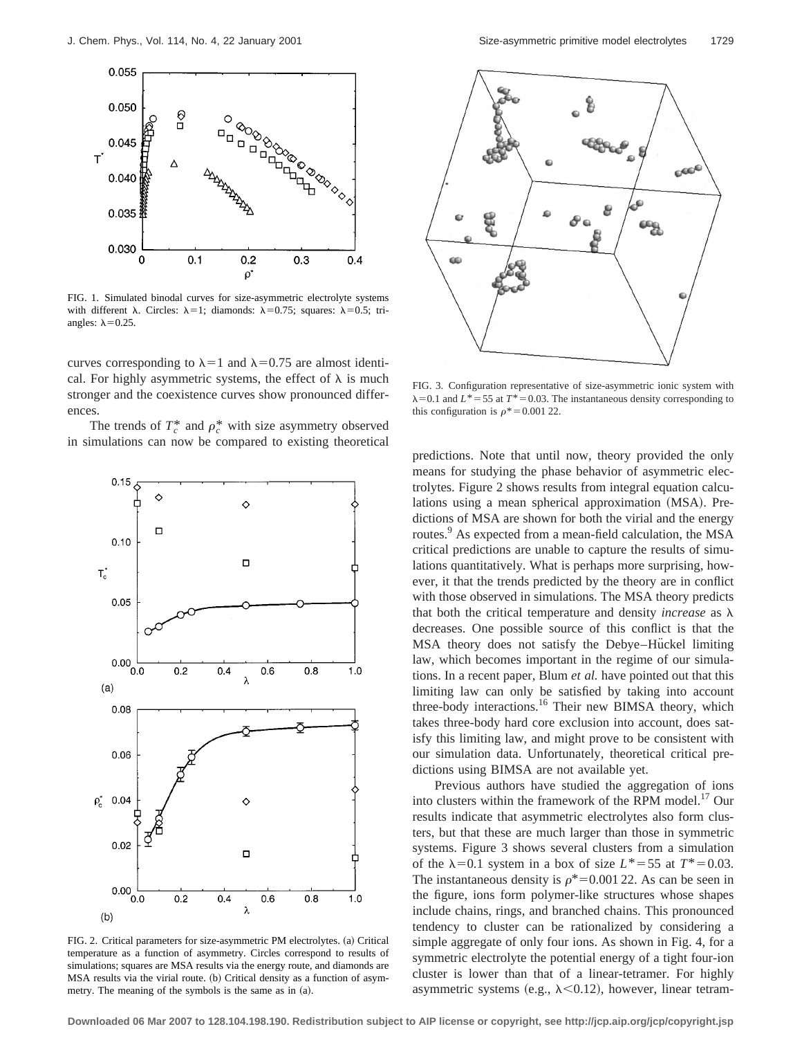FIG. 1. Simulated binodal curves for size-asymmetric electrolyte systems with different λ. Circles: λ=1; diamonds: λ=0.75; squares: λ=0.5; triangles: λ=0.25.

curves corresponding to λ=1 and λ=0.75 are almost identical. For highly asymmetric systems, the effect of λ is much stronger and the coexistence curves show pronounced differences.

The trends of $T_c^*$ and $\rho_c^*$ with size asymmetry observed in simulations can now be compared to existing theoretical predictions. Note that until now, theory provided the only means for studying the phase behavior of asymmetric electrolytes. Figure 2 shows results from integral equation calculations using a mean spherical approximation (MSA). Predictions of MSA are shown for both the virial and the energy routes.[9] As expected from a mean-field calculation, the MSA critical predictions are unable to capture the results of simulations quantitatively. What is perhaps more surprising, however, it that the trends predicted by the theory are in conflict with those observed in simulations. The MSA theory predicts that both the critical temperature and density *increase* as λ decreases. One possible source of this conflict is that the MSA theory does not satisfy the Debye–Hückel limiting law, which becomes important in the regime of our simulations. In a recent paper, Blum *et al.* have pointed out that this limiting law can only be satisfied by taking into account three-body interactions.[16] Their new BIMSA theory, which takes three-body hard core exclusion into account, does satisfy this limiting law, and might prove to be consistent with our simulation data. Unfortunately, theoretical critical predictions using BIMSA are not available yet.

FIG. 2. Critical parameters for size-asymmetric PM electrolytes. (a) Critical temperature as a function of asymmetry. Circles correspond to results of simulations; squares are MSA results via the energy route, and diamonds are MSA results via the virial route. (b) Critical density as a function of asymmetry. The meaning of the symbols is the same as in (a).

FIG. 3. Configuration representative of size-asymmetric ionic system with λ=0.1 and $L^*=55$ at $T^*=0.03$. The instantaneous density corresponding to this configuration is $\rho^*=0.001\,22$.

Previous authors have studied the aggregation of ions into clusters within the framework of the RPM model.[17] Our results indicate that asymmetric electrolytes also form clusters, but that these are much larger than those in symmetric systems. Figure 3 shows several clusters from a simulation of the λ=0.1 system in a box of size $L^*=55$ at $T^*=0.03$. The instantaneous density is $\rho^*=0.001\,22$. As can be seen in the figure, ions form polymer-like structures whose shapes include chains, rings, and branched chains. This pronounced tendency to cluster can be rationalized by considering a simple aggregate of only four ions. As shown in Fig. 4, for a symmetric electrolyte the potential energy of a tight four-ion cluster is lower than that of a linear-tetramer. For highly asymmetric systems (e.g., λ<0.12), however, linear tetram-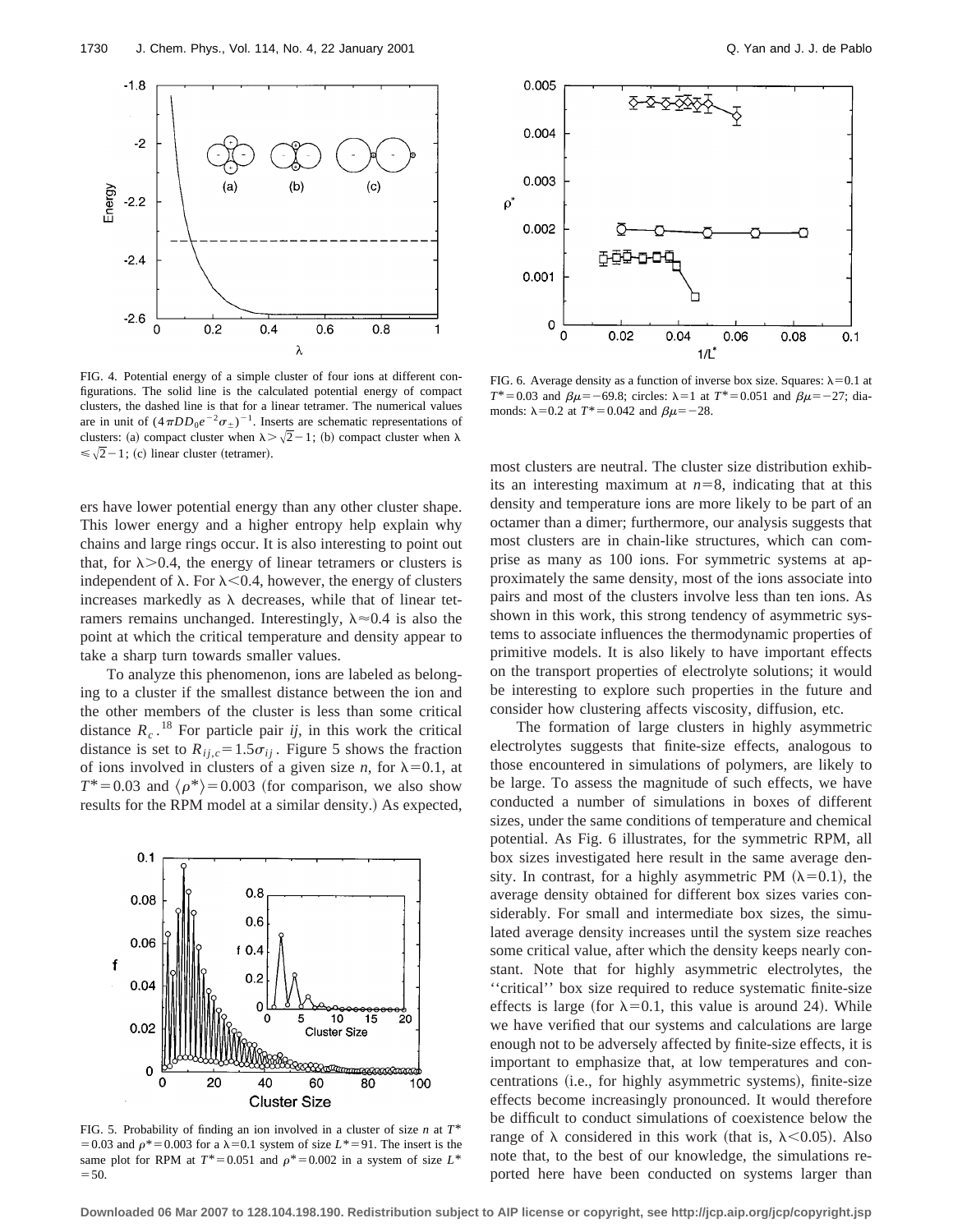FIG. 4. Potential energy of a simple cluster of four ions at different configurations. The solid line is the calculated potential energy of compact clusters, the dashed line is that for a linear tetramer. The numerical values are in unit of $(4\pi D D_0 e^{-2}\sigma_{\pm})^{-1}$. Inserts are schematic representations of clusters: (a) compact cluster when $\lambda > \sqrt{2}-1$; (b) compact cluster when $\lambda \leq \sqrt{2}-1$; (c) linear cluster (tetramer).

ers have lower potential energy than any other cluster shape. This lower energy and a higher entropy help explain why chains and large rings occur. It is also interesting to point out that, for $\lambda > 0.4$, the energy of linear tetramers or clusters is independent of $\lambda$. For $\lambda < 0.4$, however, the energy of clusters increases markedly as $\lambda$ decreases, while that of linear tetramers remains unchanged. Interestingly, $\lambda \approx 0.4$ is also the point at which the critical temperature and density appear to take a sharp turn towards smaller values.

To analyze this phenomenon, ions are labeled as belonging to a cluster if the smallest distance between the ion and the other members of the cluster is less than some critical distance $R_c$.[18] For particle pair $ij$, in this work the critical distance is set to $R_{ij,c} = 1.5\sigma_{ij}$. Figure 5 shows the fraction of ions involved in clusters of a given size $n$, for $\lambda = 0.1$, at $T^* = 0.03$ and $\langle \rho^* \rangle = 0.003$ (for comparison, we also show results for the RPM model at a similar density.) As expected,

FIG. 5. Probability of finding an ion involved in a cluster of size $n$ at $T^* = 0.03$ and $\rho^* = 0.003$ for a $\lambda = 0.1$ system of size $L^* = 91$. The insert is the same plot for RPM at $T^* = 0.051$ and $\rho^* = 0.002$ in a system of size $L^* = 50$.

FIG. 6. Average density as a function of inverse box size. Squares: $\lambda = 0.1$ at $T^* = 0.03$ and $\beta\mu = -69.8$; circles: $\lambda = 1$ at $T^* = 0.051$ and $\beta\mu = -27$; diamonds: $\lambda = 0.2$ at $T^* = 0.042$ and $\beta\mu = -28$.

most clusters are neutral. The cluster size distribution exhibits an interesting maximum at $n = 8$, indicating that at this density and temperature ions are more likely to be part of an octamer than a dimer; furthermore, our analysis suggests that most clusters are in chain-like structures, which can comprise as many as 100 ions. For symmetric systems at approximately the same density, most of the ions associate into pairs and most of the clusters involve less than ten ions. As shown in this work, this strong tendency of asymmetric systems to associate influences the thermodynamic properties of primitive models. It is also likely to have important effects on the transport properties of electrolyte solutions; it would be interesting to explore such properties in the future and consider how clustering affects viscosity, diffusion, etc.

The formation of large clusters in highly asymmetric electrolytes suggests that finite-size effects, analogous to those encountered in simulations of polymers, are likely to be large. To assess the magnitude of such effects, we have conducted a number of simulations in boxes of different sizes, under the same conditions of temperature and chemical potential. As Fig. 6 illustrates, for the symmetric RPM, all box sizes investigated here result in the same average density. In contrast, for a highly asymmetric PM ($\lambda = 0.1$), the average density obtained for different box sizes varies considerably. For small and intermediate box sizes, the simulated average density increases until the system size reaches some critical value, after which the density keeps nearly constant. Note that for highly asymmetric electrolytes, the ''critical'' box size required to reduce systematic finite-size effects is large (for $\lambda = 0.1$, this value is around 24). While we have verified that our systems and calculations are large enough not to be adversely affected by finite-size effects, it is important to emphasize that, at low temperatures and concentrations (i.e., for highly asymmetric systems), finite-size effects become increasingly pronounced. It would therefore be difficult to conduct simulations of coexistence below the range of $\lambda$ considered in this work (that is, $\lambda < 0.05$). Also note that, to the best of our knowledge, the simulations reported here have been conducted on systems larger than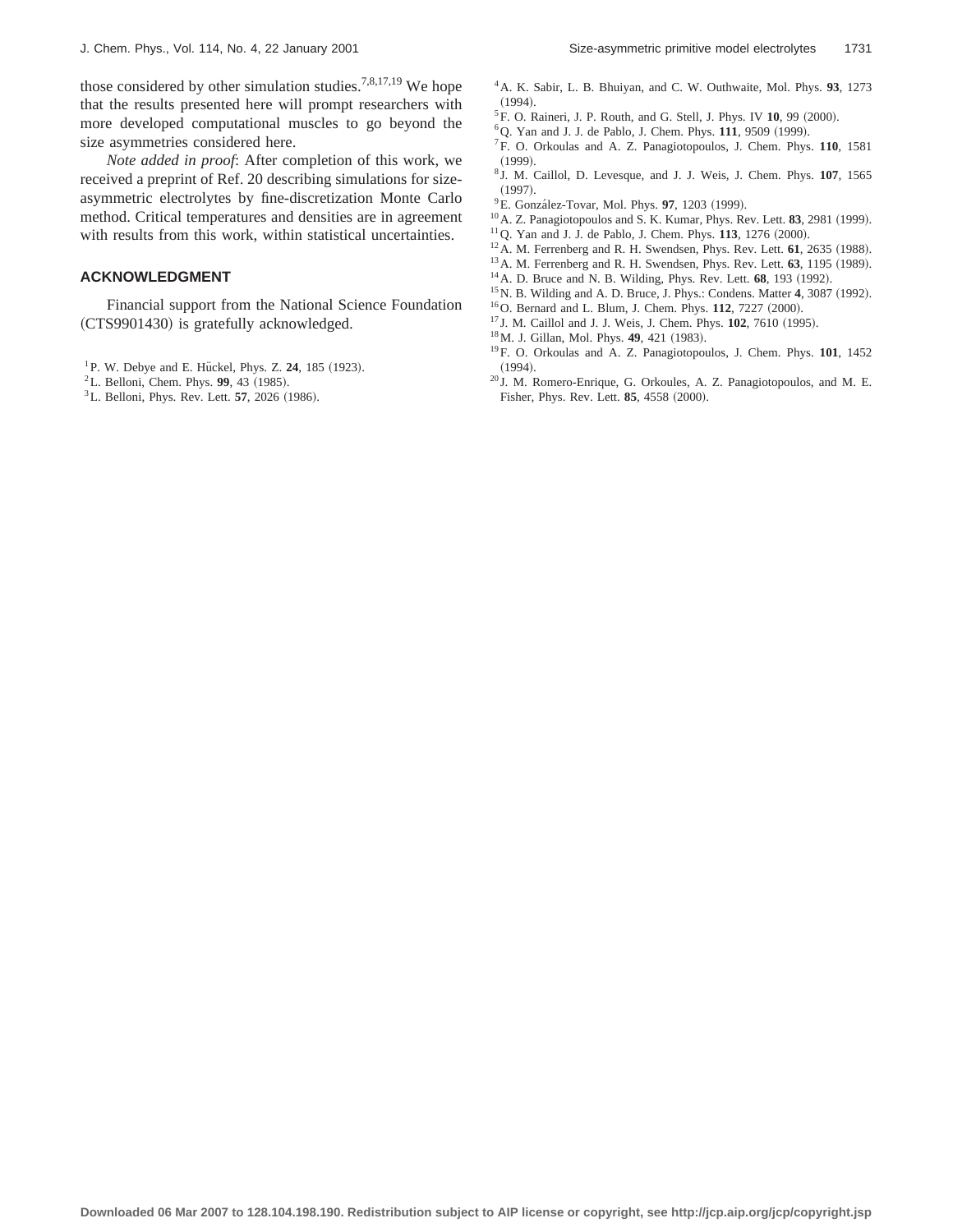those considered by other simulation studies.[7,8,17,19] We hope that the results presented here will prompt researchers with more developed computational muscles to go beyond the size asymmetries considered here.

*Note added in proof*: After completion of this work, we received a preprint of Ref. 20 describing simulations for size-asymmetric electrolytes by fine-discretization Monte Carlo method. Critical temperatures and densities are in agreement with results from this work, within statistical uncertainties.

## ACKNOWLEDGMENT

Financial support from the National Science Foundation (CTS9901430) is gratefully acknowledged.

[1] P. W. Debye and E. Hückel, Phys. Z. **24**, 185 (1923).
[2] L. Belloni, Chem. Phys. **99**, 43 (1985).
[3] L. Belloni, Phys. Rev. Lett. **57**, 2026 (1986).
[4] A. K. Sabir, L. B. Bhuiyan, and C. W. Outhwaite, Mol. Phys. **93**, 1273 (1994).
[5] F. O. Raineri, J. P. Routh, and G. Stell, J. Phys. IV **10**, 99 (2000).
[6] Q. Yan and J. J. de Pablo, J. Chem. Phys. **111**, 9509 (1999).
[7] F. O. Orkoulas and A. Z. Panagiotopoulos, J. Chem. Phys. **110**, 1581 (1999).
[8] J. M. Caillol, D. Levesque, and J. J. Weis, J. Chem. Phys. **107**, 1565 (1997).
[9] E. González-Tovar, Mol. Phys. **97**, 1203 (1999).
[10] A. Z. Panagiotopoulos and S. K. Kumar, Phys. Rev. Lett. **83**, 2981 (1999).
[11] Q. Yan and J. J. de Pablo, J. Chem. Phys. **113**, 1276 (2000).
[12] A. M. Ferrenberg and R. H. Swendsen, Phys. Rev. Lett. **61**, 2635 (1988).
[13] A. M. Ferrenberg and R. H. Swendsen, Phys. Rev. Lett. **63**, 1195 (1989).
[14] A. D. Bruce and N. B. Wilding, Phys. Rev. Lett. **68**, 193 (1992).
[15] N. B. Wilding and A. D. Bruce, J. Phys.: Condens. Matter **4**, 3087 (1992).
[16] O. Bernard and L. Blum, J. Chem. Phys. **112**, 7227 (2000).
[17] J. M. Caillol and J. J. Weis, J. Chem. Phys. **102**, 7610 (1995).
[18] M. J. Gillan, Mol. Phys. **49**, 421 (1983).
[19] F. O. Orkoulas and A. Z. Panagiotopoulos, J. Chem. Phys. **101**, 1452 (1994).
[20] J. M. Romero-Enrique, G. Orkoules, A. Z. Panagiotopoulos, and M. E. Fisher, Phys. Rev. Lett. **85**, 4558 (2000).